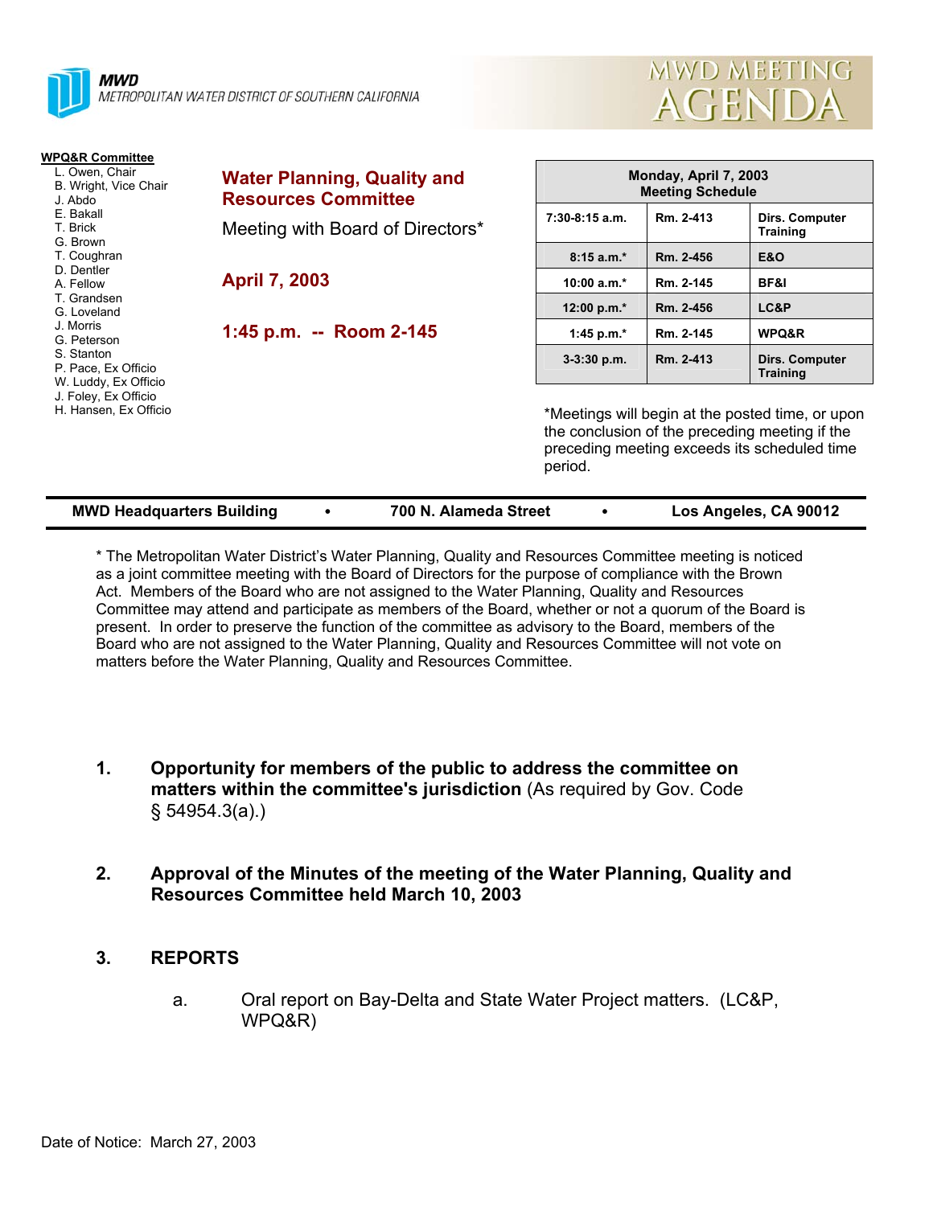**MWD**
METROPOLITAN WATER DISTRICT OF SOUTHERN CALIFORNIA

# MWD MEETING AGENDA

**WPQ&R Committee**
- L. Owen, Chair
- B. Wright, Vice Chair
- J. Abdo
- E. Bakall
- T. Brick
- G. Brown
- T. Coughran
- D. Dentler
- A. Fellow
- T. Grandsen
- G. Loveland
- J. Morris
- G. Peterson
- S. Stanton
- P. Pace, Ex Officio
- W. Luddy, Ex Officio
- J. Foley, Ex Officio
- H. Hansen, Ex Officio

## Water Planning, Quality and Resources Committee

Meeting with Board of Directors*

**April 7, 2003**

**1:45 p.m. -- Room 2-145**

| Monday, April 7, 2003 Meeting Schedule | | |
|---|---|---|
| 7:30-8:15 a.m. | Rm. 2-413 | Dirs. Computer Training |
| 8:15 a.m.* | Rm. 2-456 | E&O |
| 10:00 a.m.* | Rm. 2-145 | BF&I |
| 12:00 p.m.* | Rm. 2-456 | LC&P |
| 1:45 p.m.* | Rm. 2-145 | WPQ&R |
| 3-3:30 p.m. | Rm. 2-413 | Dirs. Computer Training |

*Meetings will begin at the posted time, or upon the conclusion of the preceding meeting if the preceding meeting exceeds its scheduled time period.

**MWD Headquarters Building • 700 N. Alameda Street • Los Angeles, CA 90012**

* The Metropolitan Water District's Water Planning, Quality and Resources Committee meeting is noticed as a joint committee meeting with the Board of Directors for the purpose of compliance with the Brown Act. Members of the Board who are not assigned to the Water Planning, Quality and Resources Committee may attend and participate as members of the Board, whether or not a quorum of the Board is present. In order to preserve the function of the committee as advisory to the Board, members of the Board who are not assigned to the Water Planning, Quality and Resources Committee will not vote on matters before the Water Planning, Quality and Resources Committee.

1. **Opportunity for members of the public to address the committee on matters within the committee's jurisdiction** (As required by Gov. Code § 54954.3(a).)

2. **Approval of the Minutes of the meeting of the Water Planning, Quality and Resources Committee held March 10, 2003**

3. **REPORTS**

   a. Oral report on Bay-Delta and State Water Project matters. (LC&P, WPQ&R)

Date of Notice: March 27, 2003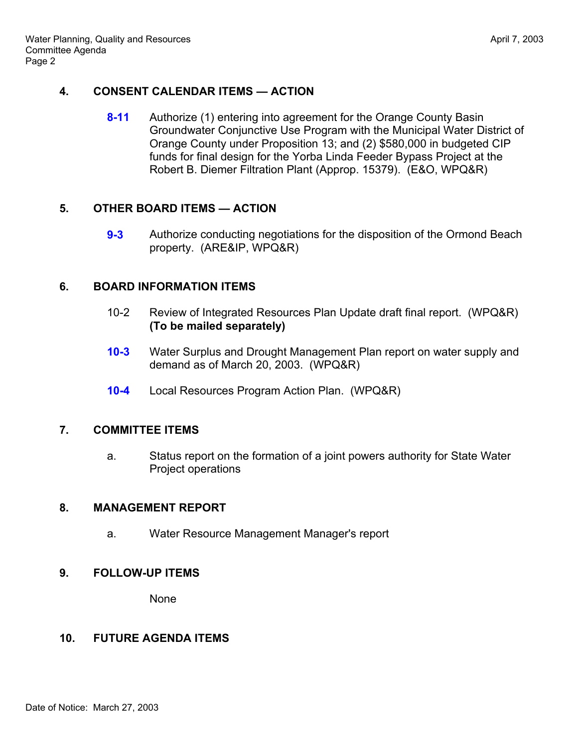## 4. CONSENT CALENDAR ITEMS — ACTION

**8-11** Authorize (1) entering into agreement for the Orange County Basin Groundwater Conjunctive Use Program with the Municipal Water District of Orange County under Proposition 13; and (2) $580,000 in budgeted CIP funds for final design for the Yorba Linda Feeder Bypass Project at the Robert B. Diemer Filtration Plant (Approp. 15379). (E&O, WPQ&R)

## 5. OTHER BOARD ITEMS — ACTION

**9-3** Authorize conducting negotiations for the disposition of the Ormond Beach property. (ARE&IP, WPQ&R)

## 6. BOARD INFORMATION ITEMS

10-2 Review of Integrated Resources Plan Update draft final report. (WPQ&R) **(To be mailed separately)**

**10-3** Water Surplus and Drought Management Plan report on water supply and demand as of March 20, 2003. (WPQ&R)

**10-4** Local Resources Program Action Plan. (WPQ&R)

## 7. COMMITTEE ITEMS

a. Status report on the formation of a joint powers authority for State Water Project operations

## 8. MANAGEMENT REPORT

a. Water Resource Management Manager's report

## 9. FOLLOW-UP ITEMS

None

## 10. FUTURE AGENDA ITEMS

Date of Notice: March 27, 2003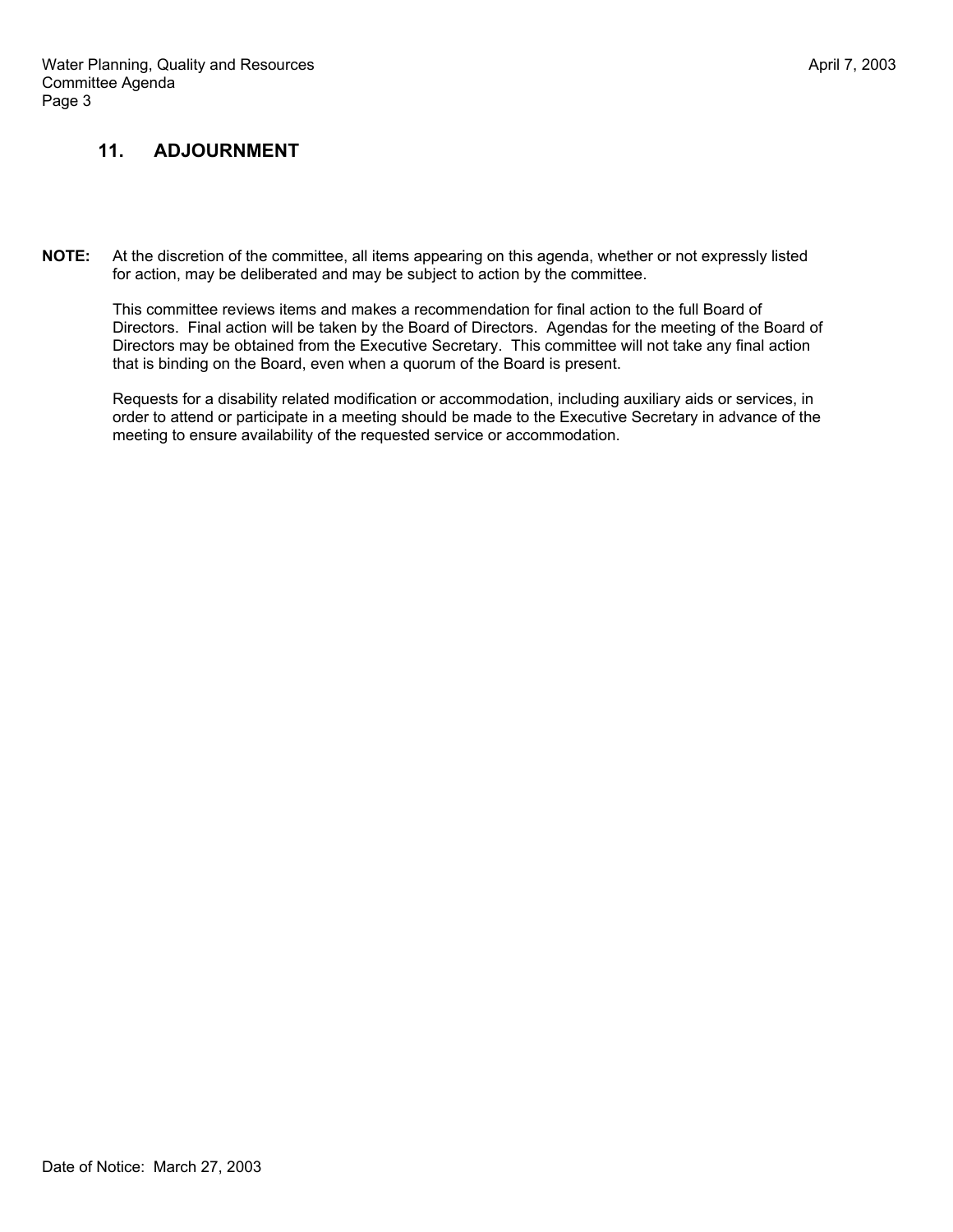## 11. ADJOURNMENT

**NOTE:** At the discretion of the committee, all items appearing on this agenda, whether or not expressly listed for action, may be deliberated and may be subject to action by the committee.

This committee reviews items and makes a recommendation for final action to the full Board of Directors. Final action will be taken by the Board of Directors. Agendas for the meeting of the Board of Directors may be obtained from the Executive Secretary. This committee will not take any final action that is binding on the Board, even when a quorum of the Board is present.

Requests for a disability related modification or accommodation, including auxiliary aids or services, in order to attend or participate in a meeting should be made to the Executive Secretary in advance of the meeting to ensure availability of the requested service or accommodation.

Date of Notice: March 27, 2003